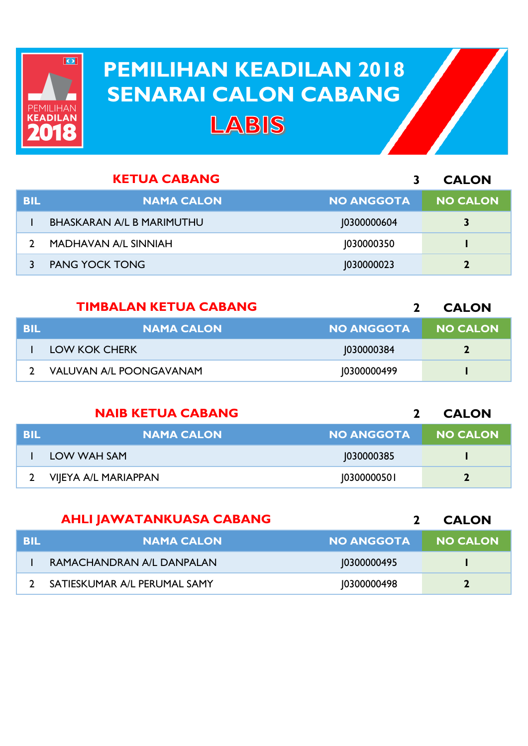PEMILIHAN KEADILAN 2018

# PEMILIHAN KEADILAN 2018
# SENARAI CALON CABANG
## LABIS

### KETUA CABANG — 3 CALON

| BIL | NAMA CALON | NO ANGGOTA | NO CALON |
|---|---|---|---|
| 1 | BHASKARAN A/L B MARIMUTHU | J0300000604 | 3 |
| 2 | MADHAVAN A/L SINNIAH | J030000350 | 1 |
| 3 | PANG YOCK TONG | J030000023 | 2 |

### TIMBALAN KETUA CABANG — 2 CALON

| BIL | NAMA CALON | NO ANGGOTA | NO CALON |
|---|---|---|---|
| 1 | LOW KOK CHERK | J030000384 | 2 |
| 2 | VALUVAN A/L POONGAVANAM | J0300000499 | 1 |

### NAIB KETUA CABANG — 2 CALON

| BIL | NAMA CALON | NO ANGGOTA | NO CALON |
|---|---|---|---|
| 1 | LOW WAH SAM | J030000385 | 1 |
| 2 | VIJEYA A/L MARIAPPAN | J0300000501 | 2 |

### AHLI JAWATANKUASA CABANG — 2 CALON

| BIL | NAMA CALON | NO ANGGOTA | NO CALON |
|---|---|---|---|
| 1 | RAMACHANDRAN A/L DANPALAN | J0300000495 | 1 |
| 2 | SATIESKUMAR A/L PERUMAL SAMY | J0300000498 | 2 |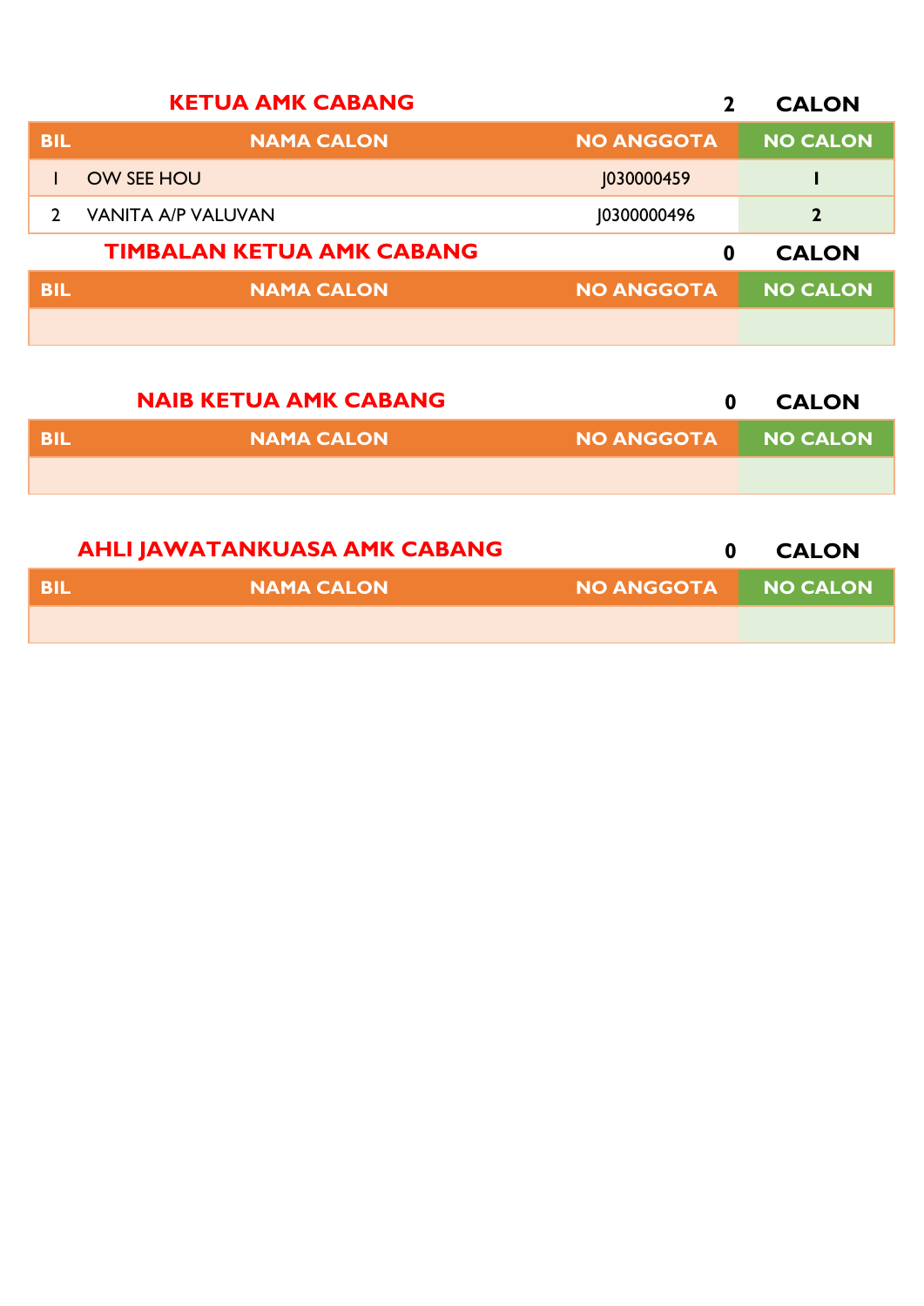## KETUA AMK CABANG — 2 CALON

| BIL | NAMA CALON | NO ANGGOTA | NO CALON |
|---|---|---|---|
| 1 | OW SEE HOU | J030000459 | 1 |
| 2 | VANITA A/P VALUVAN | J0300000496 | 2 |

## TIMBALAN KETUA AMK CABANG — 0 CALON

| BIL | NAMA CALON | NO ANGGOTA | NO CALON |
|---|---|---|---|
| | | | |

## NAIB KETUA AMK CABANG — 0 CALON

| BIL | NAMA CALON | NO ANGGOTA | NO CALON |
|---|---|---|---|
| | | | |

## AHLI JAWATANKUASA AMK CABANG — 0 CALON

| BIL | NAMA CALON | NO ANGGOTA | NO CALON |
|---|---|---|---|
| | | | |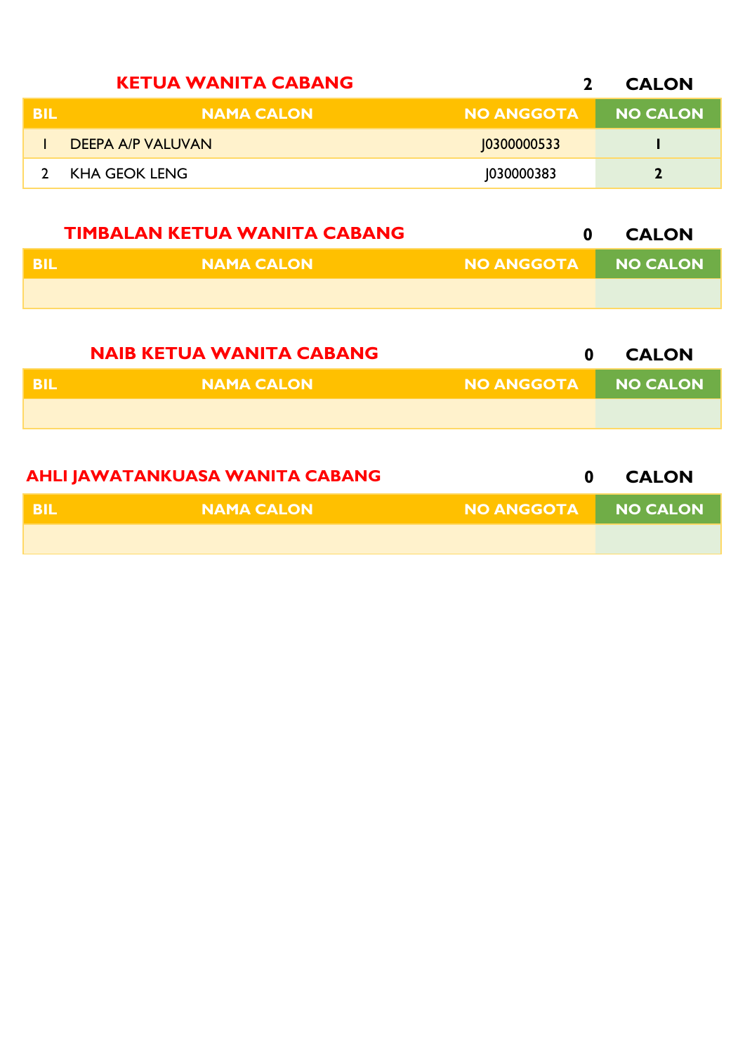## KETUA WANITA CABANG

**2 CALON**

| BIL | NAMA CALON | NO ANGGOTA | NO CALON |
|---|---|---|---|
| 1 | DEEPA A/P VALUVAN | J0300000533 | 1 |
| 2 | KHA GEOK LENG | J030000383 | 2 |

## TIMBALAN KETUA WANITA CABANG

**0 CALON**

| BIL | NAMA CALON | NO ANGGOTA | NO CALON |
|---|---|---|---|
| | | | |

## NAIB KETUA WANITA CABANG

**0 CALON**

| BIL | NAMA CALON | NO ANGGOTA | NO CALON |
|---|---|---|---|
| | | | |

## AHLI JAWATANKUASA WANITA CABANG

**0 CALON**

| BIL | NAMA CALON | NO ANGGOTA | NO CALON |
|---|---|---|---|
| | | | |